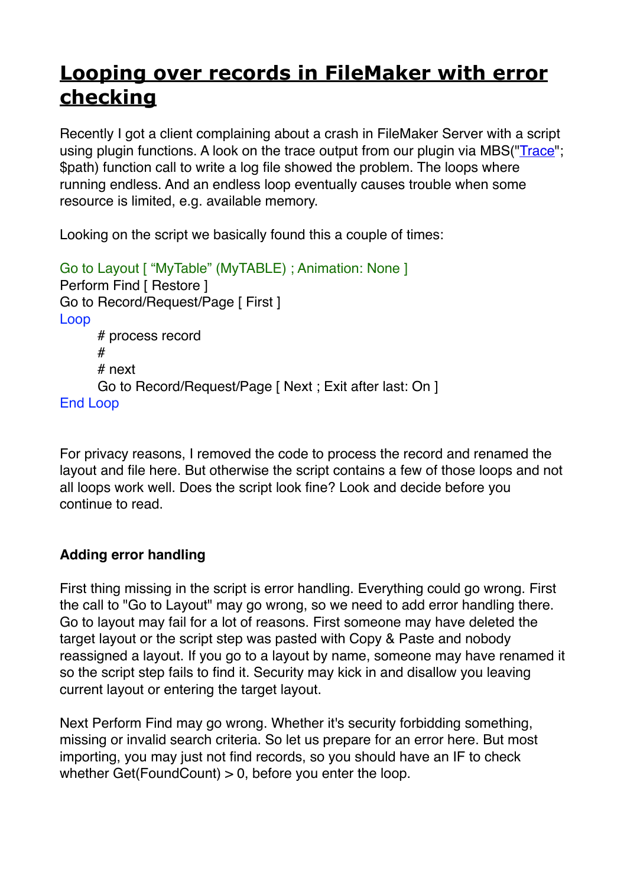# Looping over records in FileMaker with error checking

Recently I got a client complaining about a crash in FileMaker Server with a script using plugin functions. A look on the trace output from our plugin via MBS("Trace"; $path) function call to write a log file showed the problem. The loops where running endless. And an endless loop eventually causes trouble when some resource is limited, e.g. available memory.

Looking on the script we basically found this a couple of times:

```
Go to Layout [ "MyTable" (MyTABLE) ; Animation: None ]
Perform Find [ Restore ]
Go to Record/Request/Page [ First ]
Loop
	# process record
	#
	# next
	Go to Record/Request/Page [ Next ; Exit after last: On ]
End Loop
```

For privacy reasons, I removed the code to process the record and renamed the layout and file here. But otherwise the script contains a few of those loops and not all loops work well. Does the script look fine? Look and decide before you continue to read.

**Adding error handling**

First thing missing in the script is error handling. Everything could go wrong. First the call to "Go to Layout" may go wrong, so we need to add error handling there. Go to layout may fail for a lot of reasons. First someone may have deleted the target layout or the script step was pasted with Copy & Paste and nobody reassigned a layout. If you go to a layout by name, someone may have renamed it so the script step fails to find it. Security may kick in and disallow you leaving current layout or entering the target layout.

Next Perform Find may go wrong. Whether it's security forbidding something, missing or invalid search criteria. So let us prepare for an error here. But most importing, you may just not find records, so you should have an IF to check whether Get(FoundCount) > 0, before you enter the loop.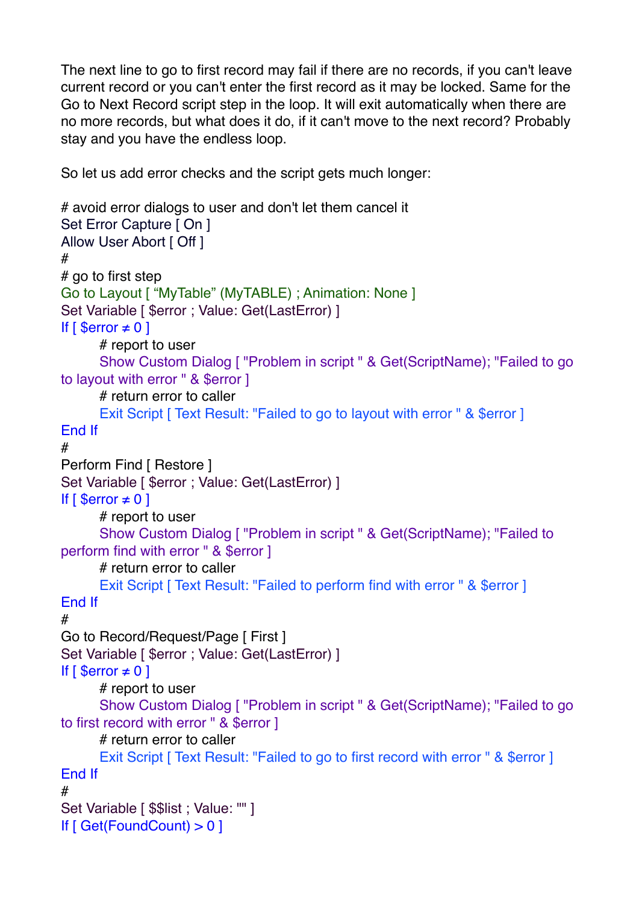The next line to go to first record may fail if there are no records, if you can't leave current record or you can't enter the first record as it may be locked. Same for the Go to Next Record script step in the loop. It will exit automatically when there are no more records, but what does it do, if it can't move to the next record? Probably stay and you have the endless loop.

So let us add error checks and the script gets much longer:

```
# avoid error dialogs to user and don't let them cancel it
Set Error Capture [ On ]
Allow User Abort [ Off ]
#
# go to first step
Go to Layout [ “MyTable” (MyTABLE) ; Animation: None ]
Set Variable [ $error ; Value: Get(LastError) ]
If [ $error ≠ 0 ]
	# report to user
	Show Custom Dialog [ "Problem in script " & Get(ScriptName); "Failed to go to layout with error " & $error ]
	# return error to caller
	Exit Script [ Text Result: "Failed to go to layout with error " & $error ]
End If
#
Perform Find [ Restore ]
Set Variable [ $error ; Value: Get(LastError) ]
If [ $error ≠ 0 ]
	# report to user
	Show Custom Dialog [ "Problem in script " & Get(ScriptName); "Failed to perform find with error " & $error ]
	# return error to caller
	Exit Script [ Text Result: "Failed to perform find with error " & $error ]
End If
#
Go to Record/Request/Page [ First ]
Set Variable [ $error ; Value: Get(LastError) ]
If [ $error ≠ 0 ]
	# report to user
	Show Custom Dialog [ "Problem in script " & Get(ScriptName); "Failed to go to first record with error " & $error ]
	# return error to caller
	Exit Script [ Text Result: "Failed to go to first record with error " & $error ]
End If
#
Set Variable [ $$list ; Value: "" ]
If [ Get(FoundCount) > 0 ]
```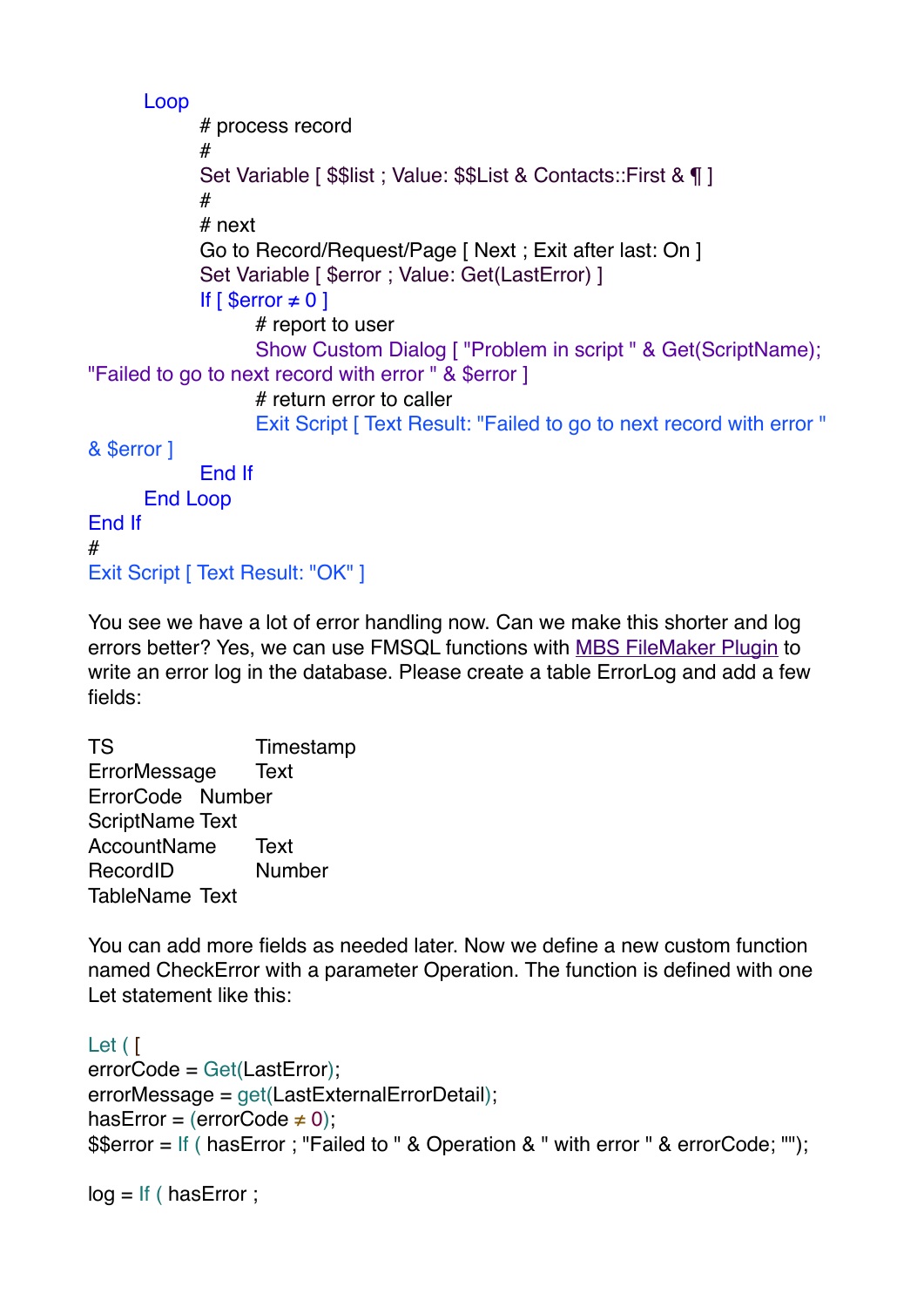```
		Loop
			# process record
			#
			Set Variable [ $$list ; Value: $$List & Contacts::First & ¶ ]
			#
			# next
			Go to Record/Request/Page [ Next ; Exit after last: On ]
			Set Variable [ $error ; Value: Get(LastError) ]
			If [ $error ≠ 0 ]
				# report to user
				Show Custom Dialog [ "Problem in script " & Get(ScriptName); 
"Failed to go to next record with error " & $error ]
				# return error to caller
				Exit Script [ Text Result: "Failed to go to next record with error " 
& $error ]
			End If
		End Loop
End If
#
Exit Script [ Text Result: "OK" ]
```

You see we have a lot of error handling now. Can we make this shorter and log errors better? Yes, we can use FMSQL functions with MBS FileMaker Plugin to write an error log in the database. Please create a table ErrorLog and add a few fields:

| | |
|---|---|
| TS | Timestamp |
| ErrorMessage | Text |
| ErrorCode | Number |
| ScriptName | Text |
| AccountName | Text |
| RecordID | Number |
| TableName | Text |

You can add more fields as needed later. Now we define a new custom function named CheckError with a parameter Operation. The function is defined with one Let statement like this:

```
Let ( [
errorCode = Get(LastError);
errorMessage = get(LastExternalErrorDetail);
hasError = (errorCode ≠ 0);
$$error = If ( hasError ; "Failed to " & Operation & " with error " & errorCode; "");

log = If ( hasError ;
```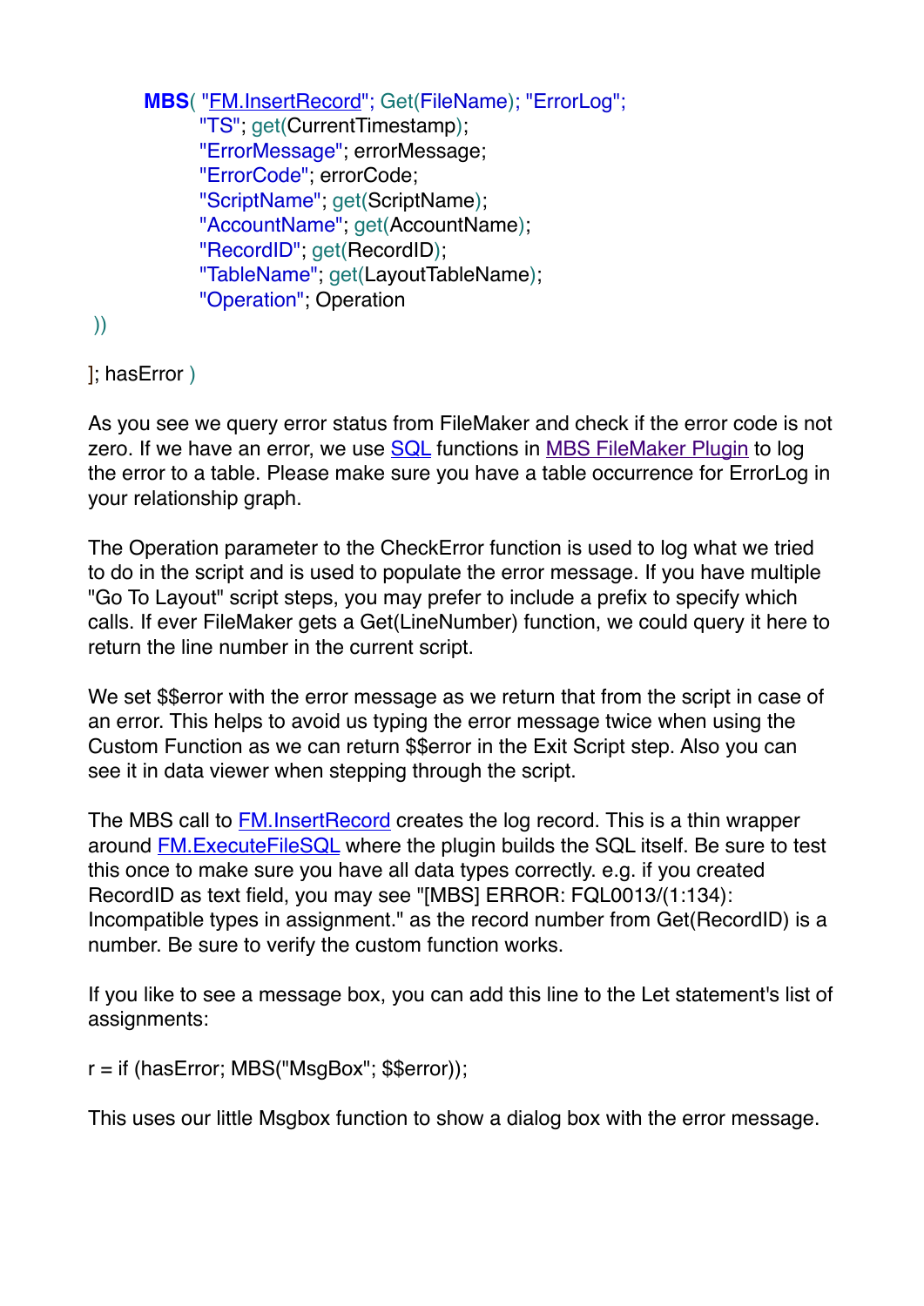```
MBS( "FM.InsertRecord"; Get(FileName); "ErrorLog";
        "TS"; get(CurrentTimestamp);
        "ErrorMessage"; errorMessage;
        "ErrorCode"; errorCode;
        "ScriptName"; get(ScriptName);
        "AccountName"; get(AccountName);
        "RecordID"; get(RecordID);
        "TableName"; get(LayoutTableName);
        "Operation"; Operation
))

]; hasError )
```

As you see we query error status from FileMaker and check if the error code is not zero. If we have an error, we use SQL functions in MBS FileMaker Plugin to log the error to a table. Please make sure you have a table occurrence for ErrorLog in your relationship graph.

The Operation parameter to the CheckError function is used to log what we tried to do in the script and is used to populate the error message. If you have multiple "Go To Layout" script steps, you may prefer to include a prefix to specify which calls. If ever FileMaker gets a Get(LineNumber) function, we could query it here to return the line number in the current script.

We set $$error with the error message as we return that from the script in case of an error. This helps to avoid us typing the error message twice when using the Custom Function as we can return $$error in the Exit Script step. Also you can see it in data viewer when stepping through the script.

The MBS call to FM.InsertRecord creates the log record. This is a thin wrapper around FM.ExecuteFileSQL where the plugin builds the SQL itself. Be sure to test this once to make sure you have all data types correctly. e.g. if you created RecordID as text field, you may see "[MBS] ERROR: FQL0013/(1:134): Incompatible types in assignment." as the record number from Get(RecordID) is a number. Be sure to verify the custom function works.

If you like to see a message box, you can add this line to the Let statement's list of assignments:

```
r = if (hasError; MBS("MsgBox"; $$error));
```

This uses our little Msgbox function to show a dialog box with the error message.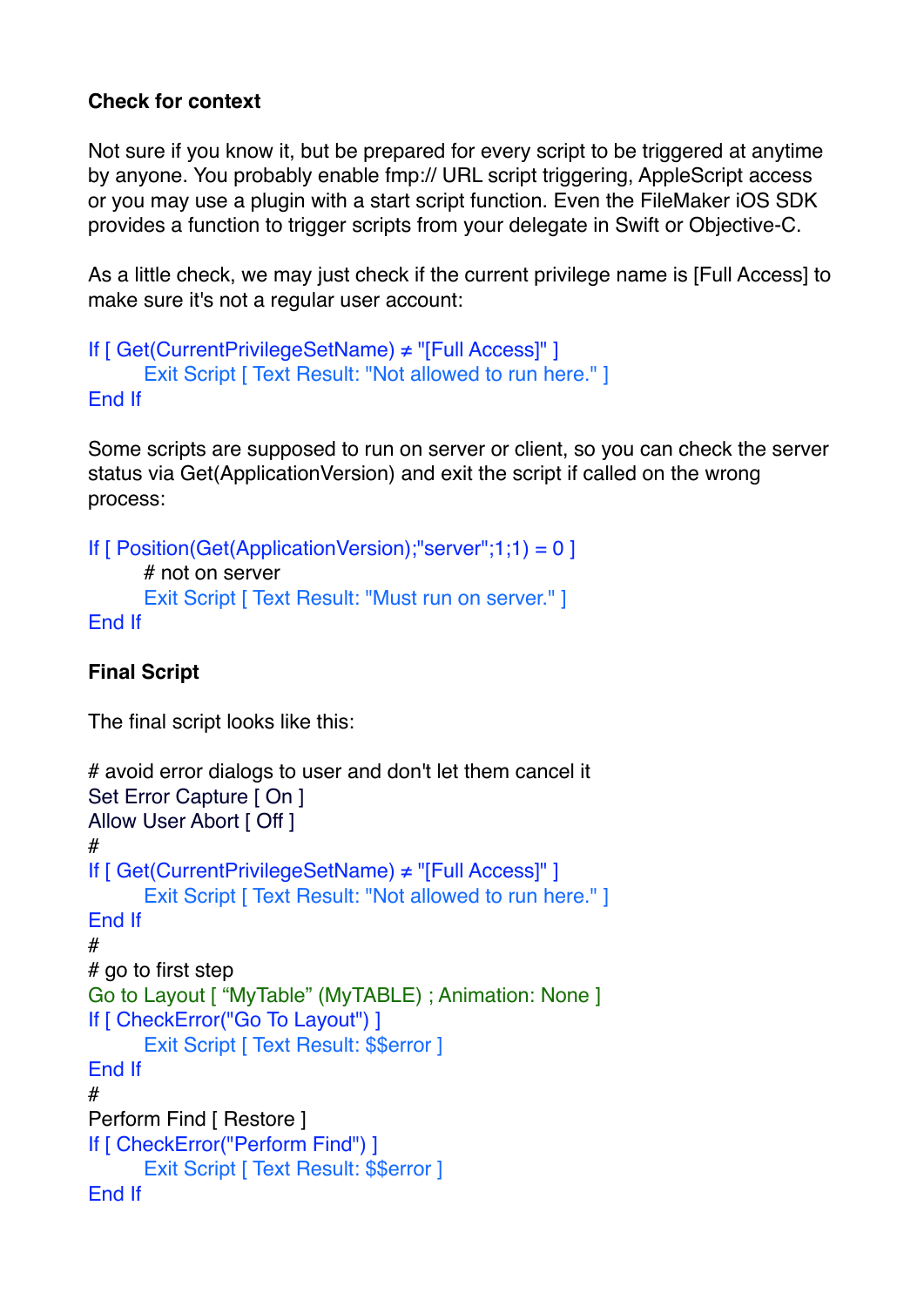**Check for context**

Not sure if you know it, but be prepared for every script to be triggered at anytime by anyone. You probably enable fmp:// URL script triggering, AppleScript access or you may use a plugin with a start script function. Even the FileMaker iOS SDK provides a function to trigger scripts from your delegate in Swift or Objective-C.

As a little check, we may just check if the current privilege name is [Full Access] to make sure it's not a regular user account:

```
If [ Get(CurrentPrivilegeSetName) ≠ "[Full Access]" ]
	Exit Script [ Text Result: "Not allowed to run here." ]
End If
```

Some scripts are supposed to run on server or client, so you can check the server status via Get(ApplicationVersion) and exit the script if called on the wrong process:

```
If [ Position(Get(ApplicationVersion);"server";1;1) = 0 ]
	# not on server
	Exit Script [ Text Result: "Must run on server." ]
End If
```

**Final Script**

The final script looks like this:

```
# avoid error dialogs to user and don't let them cancel it
Set Error Capture [ On ]
Allow User Abort [ Off ]
#
If [ Get(CurrentPrivilegeSetName) ≠ "[Full Access]" ]
	Exit Script [ Text Result: "Not allowed to run here." ]
End If
#
# go to first step
Go to Layout [ “MyTable” (MyTABLE) ; Animation: None ]
If [ CheckError("Go To Layout") ]
	Exit Script [ Text Result: $$error ]
End If
#
Perform Find [ Restore ]
If [ CheckError("Perform Find") ]
	Exit Script [ Text Result: $$error ]
End If
```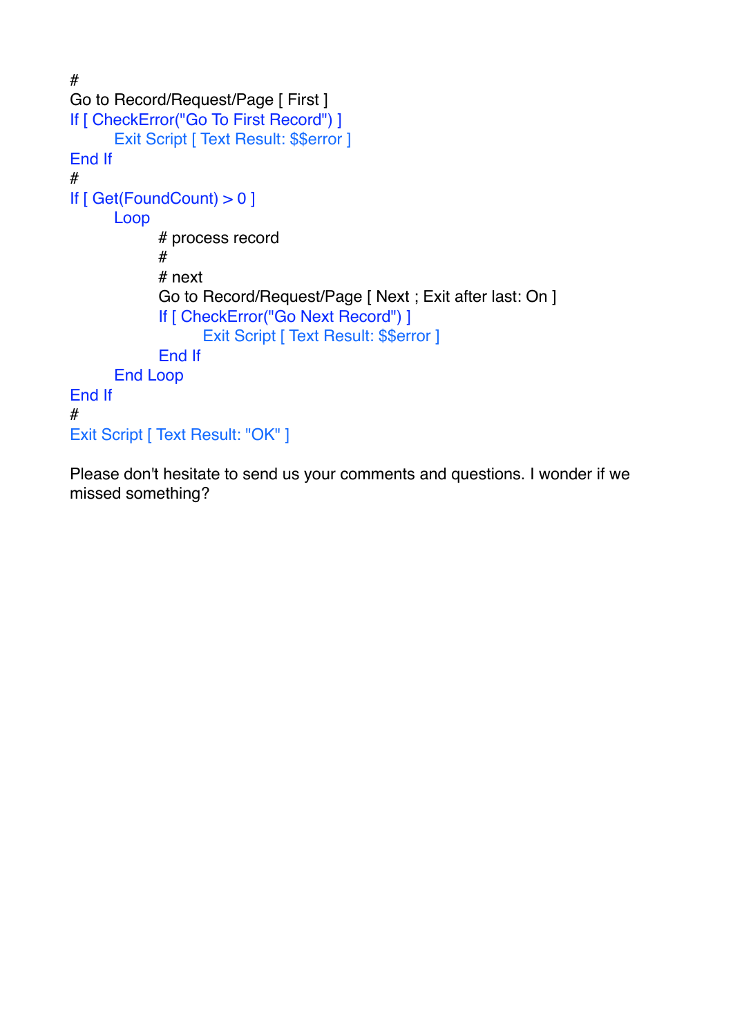```
#
Go to Record/Request/Page [ First ]
If [ CheckError("Go To First Record") ]
	Exit Script [ Text Result: $$error ]
End If
#
If [ Get(FoundCount) > 0 ]
	Loop
		# process record
		#
		# next
		Go to Record/Request/Page [ Next ; Exit after last: On ]
		If [ CheckError("Go Next Record") ]
			Exit Script [ Text Result: $$error ]
		End If
	End Loop
End If
#
Exit Script [ Text Result: "OK" ]
```

Please don't hesitate to send us your comments and questions. I wonder if we missed something?